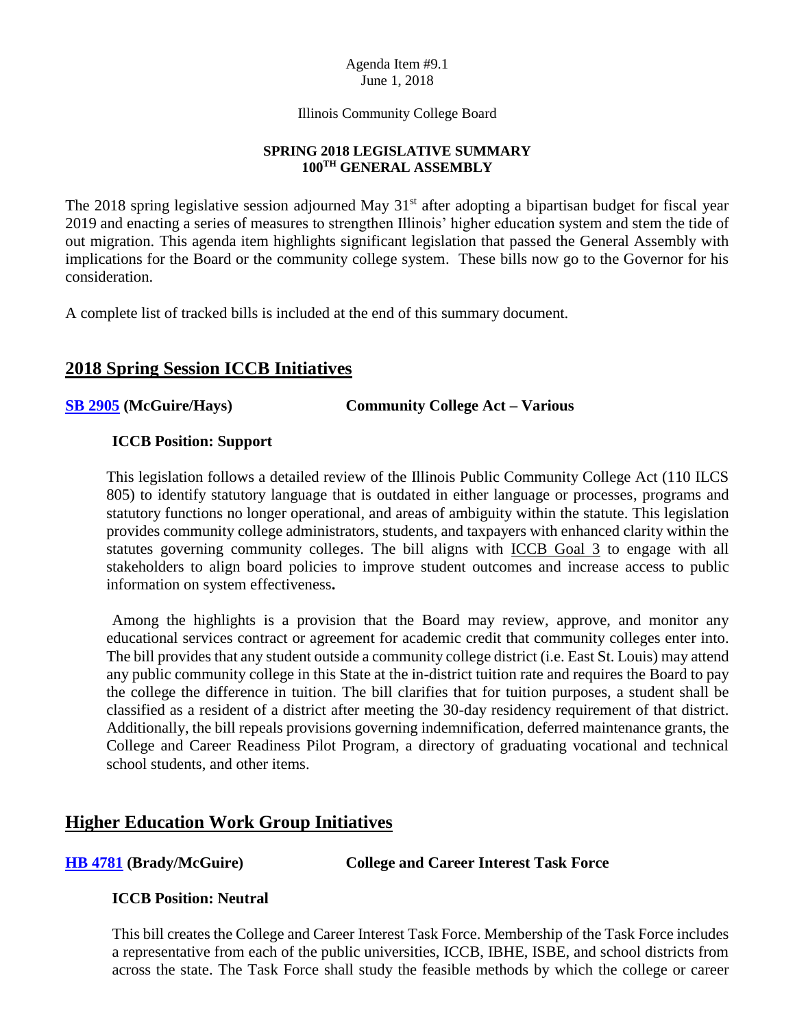Agenda Item #9.1
June 1, 2018

Illinois Community College Board

**SPRING 2018 LEGISLATIVE SUMMARY**
**100TH GENERAL ASSEMBLY**

The 2018 spring legislative session adjourned May 31st after adopting a bipartisan budget for fiscal year 2019 and enacting a series of measures to strengthen Illinois' higher education system and stem the tide of out migration. This agenda item highlights significant legislation that passed the General Assembly with implications for the Board or the community college system. These bills now go to the Governor for his consideration.

A complete list of tracked bills is included at the end of this summary document.

## 2018 Spring Session ICCB Initiatives

**[SB 2905](#) (McGuire/Hays)** **Community College Act – Various**

**ICCB Position: Support**

This legislation follows a detailed review of the Illinois Public Community College Act (110 ILCS 805) to identify statutory language that is outdated in either language or processes, programs and statutory functions no longer operational, and areas of ambiguity within the statute. This legislation provides community college administrators, students, and taxpayers with enhanced clarity within the statutes governing community colleges. The bill aligns with ICCB Goal 3 to engage with all stakeholders to align board policies to improve student outcomes and increase access to public information on system effectiveness**.**

Among the highlights is a provision that the Board may review, approve, and monitor any educational services contract or agreement for academic credit that community colleges enter into. The bill provides that any student outside a community college district (i.e. East St. Louis) may attend any public community college in this State at the in-district tuition rate and requires the Board to pay the college the difference in tuition. The bill clarifies that for tuition purposes, a student shall be classified as a resident of a district after meeting the 30-day residency requirement of that district. Additionally, the bill repeals provisions governing indemnification, deferred maintenance grants, the College and Career Readiness Pilot Program, a directory of graduating vocational and technical school students, and other items.

## Higher Education Work Group Initiatives

**[HB 4781](#) (Brady/McGuire)** **College and Career Interest Task Force**

**ICCB Position: Neutral**

This bill creates the College and Career Interest Task Force. Membership of the Task Force includes a representative from each of the public universities, ICCB, IBHE, ISBE, and school districts from across the state. The Task Force shall study the feasible methods by which the college or career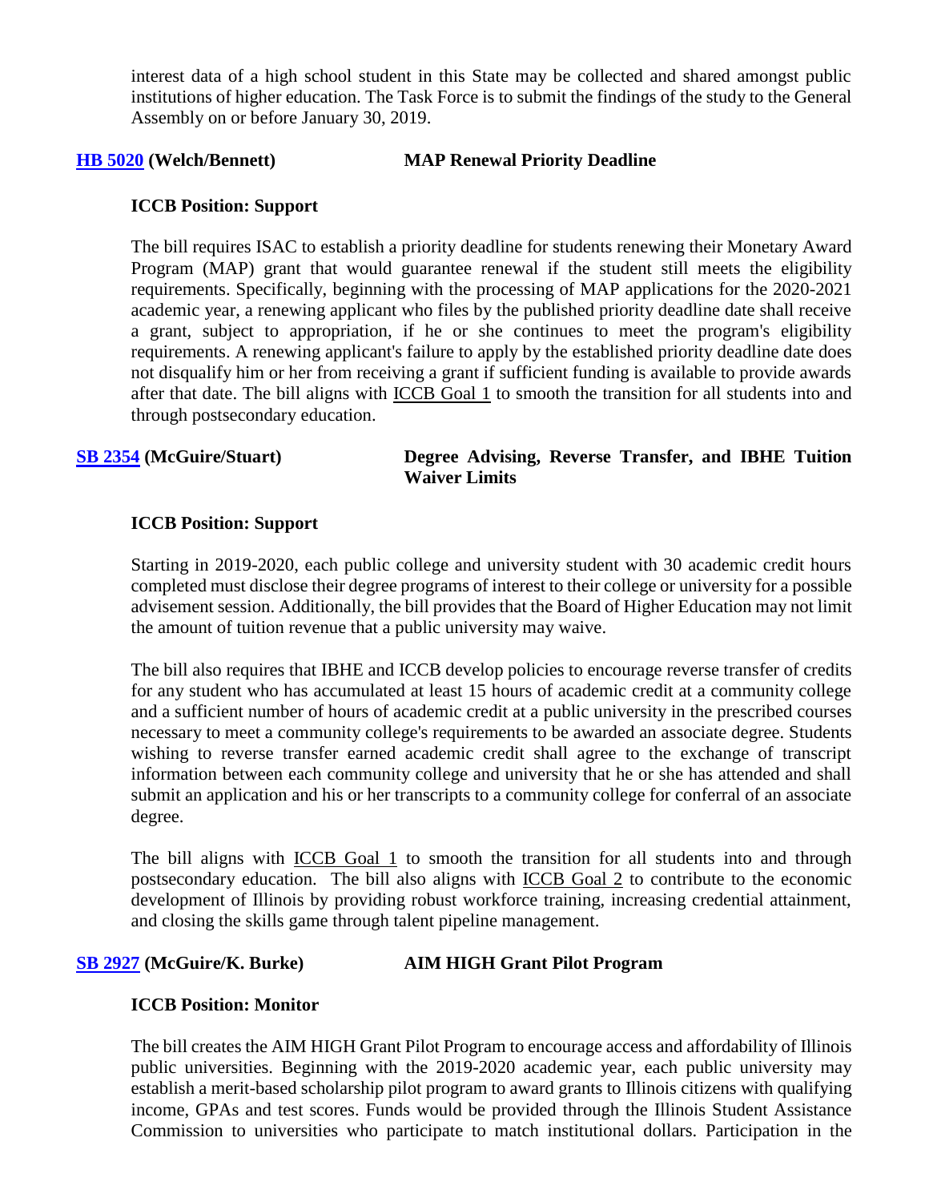interest data of a high school student in this State may be collected and shared amongst public institutions of higher education. The Task Force is to submit the findings of the study to the General Assembly on or before January 30, 2019.

**[HB 5020](#) (Welch/Bennett) MAP Renewal Priority Deadline**

**ICCB Position: Support**

The bill requires ISAC to establish a priority deadline for students renewing their Monetary Award Program (MAP) grant that would guarantee renewal if the student still meets the eligibility requirements. Specifically, beginning with the processing of MAP applications for the 2020-2021 academic year, a renewing applicant who files by the published priority deadline date shall receive a grant, subject to appropriation, if he or she continues to meet the program's eligibility requirements. A renewing applicant's failure to apply by the established priority deadline date does not disqualify him or her from receiving a grant if sufficient funding is available to provide awards after that date. The bill aligns with ICCB Goal 1 to smooth the transition for all students into and through postsecondary education.

**[SB 2354](#) (McGuire/Stuart) Degree Advising, Reverse Transfer, and IBHE Tuition Waiver Limits**

**ICCB Position: Support**

Starting in 2019-2020, each public college and university student with 30 academic credit hours completed must disclose their degree programs of interest to their college or university for a possible advisement session. Additionally, the bill provides that the Board of Higher Education may not limit the amount of tuition revenue that a public university may waive.

The bill also requires that IBHE and ICCB develop policies to encourage reverse transfer of credits for any student who has accumulated at least 15 hours of academic credit at a community college and a sufficient number of hours of academic credit at a public university in the prescribed courses necessary to meet a community college's requirements to be awarded an associate degree. Students wishing to reverse transfer earned academic credit shall agree to the exchange of transcript information between each community college and university that he or she has attended and shall submit an application and his or her transcripts to a community college for conferral of an associate degree.

The bill aligns with ICCB Goal 1 to smooth the transition for all students into and through postsecondary education. The bill also aligns with ICCB Goal 2 to contribute to the economic development of Illinois by providing robust workforce training, increasing credential attainment, and closing the skills game through talent pipeline management.

**[SB 2927](#) (McGuire/K. Burke) AIM HIGH Grant Pilot Program**

**ICCB Position: Monitor**

The bill creates the AIM HIGH Grant Pilot Program to encourage access and affordability of Illinois public universities. Beginning with the 2019-2020 academic year, each public university may establish a merit-based scholarship pilot program to award grants to Illinois citizens with qualifying income, GPAs and test scores. Funds would be provided through the Illinois Student Assistance Commission to universities who participate to match institutional dollars. Participation in the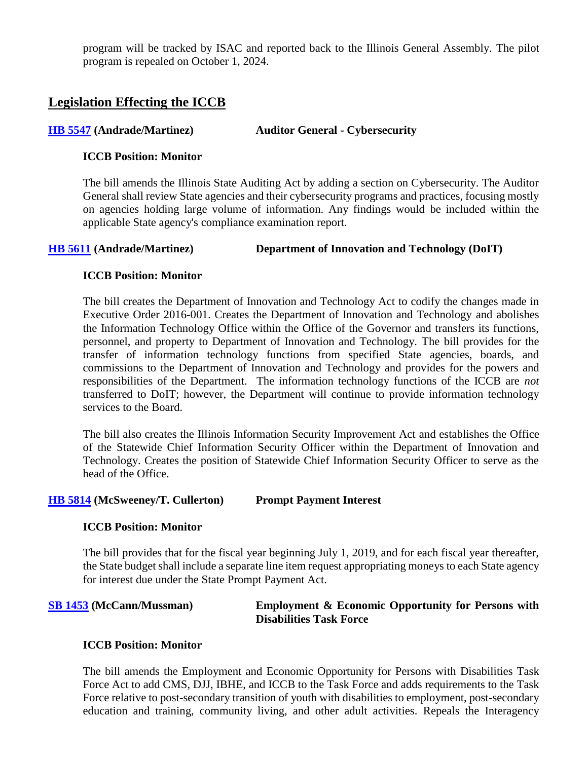program will be tracked by ISAC and reported back to the Illinois General Assembly. The pilot program is repealed on October 1, 2024.

## Legislation Effecting the ICCB

**HB 5547 (Andrade/Martinez)** **Auditor General - Cybersecurity**

**ICCB Position: Monitor**

The bill amends the Illinois State Auditing Act by adding a section on Cybersecurity. The Auditor General shall review State agencies and their cybersecurity programs and practices, focusing mostly on agencies holding large volume of information. Any findings would be included within the applicable State agency's compliance examination report.

**HB 5611 (Andrade/Martinez)** **Department of Innovation and Technology (DoIT)**

**ICCB Position: Monitor**

The bill creates the Department of Innovation and Technology Act to codify the changes made in Executive Order 2016-001. Creates the Department of Innovation and Technology and abolishes the Information Technology Office within the Office of the Governor and transfers its functions, personnel, and property to Department of Innovation and Technology. The bill provides for the transfer of information technology functions from specified State agencies, boards, and commissions to the Department of Innovation and Technology and provides for the powers and responsibilities of the Department. The information technology functions of the ICCB are *not* transferred to DoIT; however, the Department will continue to provide information technology services to the Board.

The bill also creates the Illinois Information Security Improvement Act and establishes the Office of the Statewide Chief Information Security Officer within the Department of Innovation and Technology. Creates the position of Statewide Chief Information Security Officer to serve as the head of the Office.

**HB 5814 (McSweeney/T. Cullerton)** **Prompt Payment Interest**

**ICCB Position: Monitor**

The bill provides that for the fiscal year beginning July 1, 2019, and for each fiscal year thereafter, the State budget shall include a separate line item request appropriating moneys to each State agency for interest due under the State Prompt Payment Act.

**SB 1453 (McCann/Mussman)** **Employment & Economic Opportunity for Persons with Disabilities Task Force**

**ICCB Position: Monitor**

The bill amends the Employment and Economic Opportunity for Persons with Disabilities Task Force Act to add CMS, DJJ, IBHE, and ICCB to the Task Force and adds requirements to the Task Force relative to post-secondary transition of youth with disabilities to employment, post-secondary education and training, community living, and other adult activities. Repeals the Interagency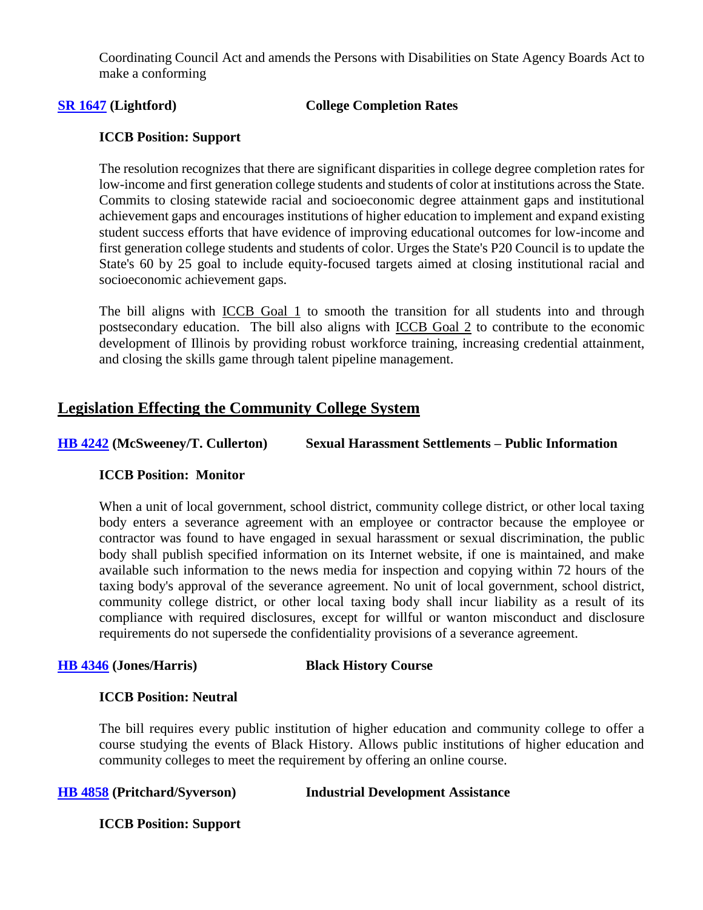Coordinating Council Act and amends the Persons with Disabilities on State Agency Boards Act to make a conforming

**SR 1647 (Lightford)** **College Completion Rates**

**ICCB Position: Support**

The resolution recognizes that there are significant disparities in college degree completion rates for low-income and first generation college students and students of color at institutions across the State. Commits to closing statewide racial and socioeconomic degree attainment gaps and institutional achievement gaps and encourages institutions of higher education to implement and expand existing student success efforts that have evidence of improving educational outcomes for low-income and first generation college students and students of color. Urges the State's P20 Council is to update the State's 60 by 25 goal to include equity-focused targets aimed at closing institutional racial and socioeconomic achievement gaps.

The bill aligns with ICCB Goal 1 to smooth the transition for all students into and through postsecondary education. The bill also aligns with ICCB Goal 2 to contribute to the economic development of Illinois by providing robust workforce training, increasing credential attainment, and closing the skills game through talent pipeline management.

## Legislation Effecting the Community College System

**HB 4242 (McSweeney/T. Cullerton)** **Sexual Harassment Settlements – Public Information**

**ICCB Position: Monitor**

When a unit of local government, school district, community college district, or other local taxing body enters a severance agreement with an employee or contractor because the employee or contractor was found to have engaged in sexual harassment or sexual discrimination, the public body shall publish specified information on its Internet website, if one is maintained, and make available such information to the news media for inspection and copying within 72 hours of the taxing body's approval of the severance agreement. No unit of local government, school district, community college district, or other local taxing body shall incur liability as a result of its compliance with required disclosures, except for willful or wanton misconduct and disclosure requirements do not supersede the confidentiality provisions of a severance agreement.

**HB 4346 (Jones/Harris)** **Black History Course**

**ICCB Position: Neutral**

The bill requires every public institution of higher education and community college to offer a course studying the events of Black History. Allows public institutions of higher education and community colleges to meet the requirement by offering an online course.

**HB 4858 (Pritchard/Syverson)** **Industrial Development Assistance**

**ICCB Position: Support**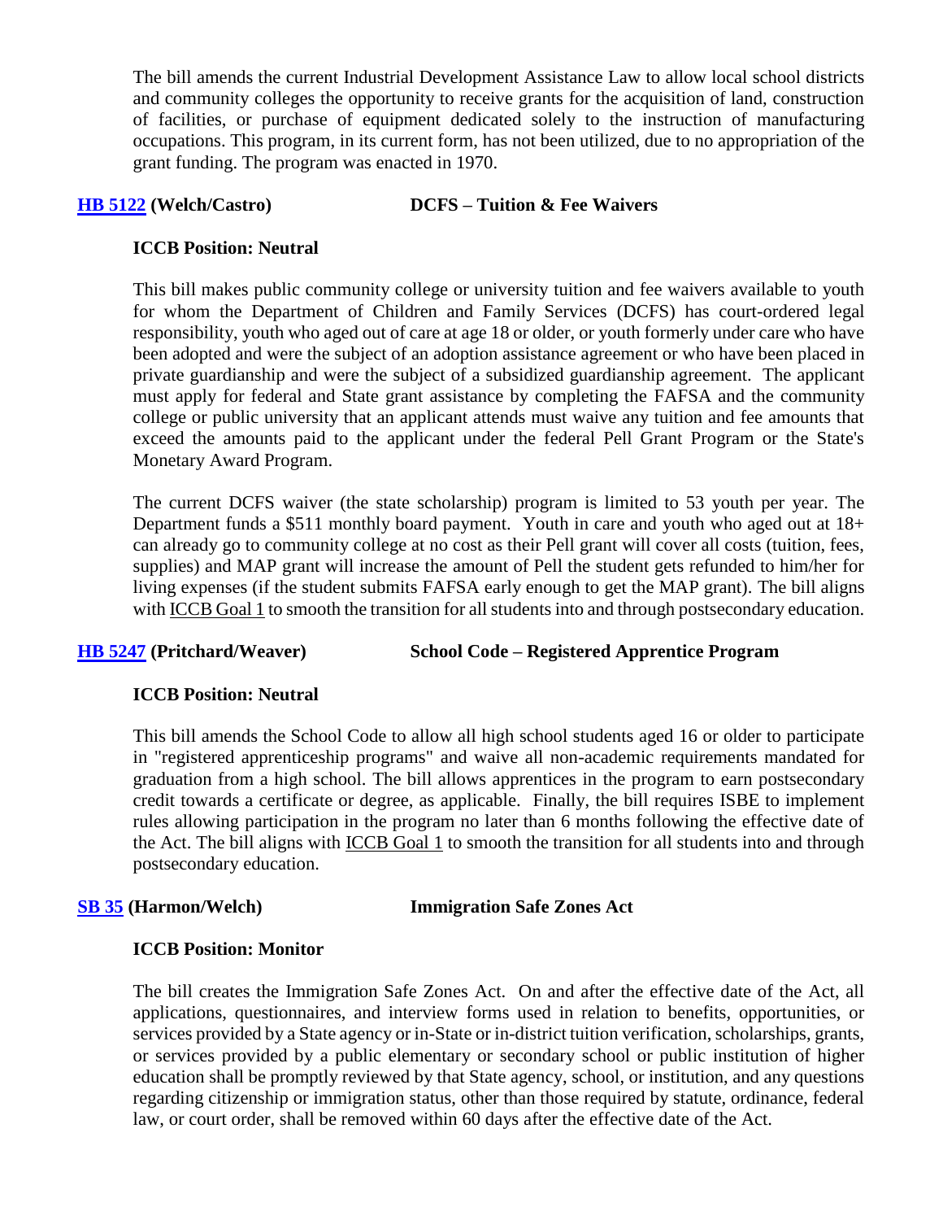The bill amends the current Industrial Development Assistance Law to allow local school districts and community colleges the opportunity to receive grants for the acquisition of land, construction of facilities, or purchase of equipment dedicated solely to the instruction of manufacturing occupations. This program, in its current form, has not been utilized, due to no appropriation of the grant funding. The program was enacted in 1970.

**HB 5122 (Welch/Castro) DCFS – Tuition & Fee Waivers**

**ICCB Position: Neutral**

This bill makes public community college or university tuition and fee waivers available to youth for whom the Department of Children and Family Services (DCFS) has court-ordered legal responsibility, youth who aged out of care at age 18 or older, or youth formerly under care who have been adopted and were the subject of an adoption assistance agreement or who have been placed in private guardianship and were the subject of a subsidized guardianship agreement. The applicant must apply for federal and State grant assistance by completing the FAFSA and the community college or public university that an applicant attends must waive any tuition and fee amounts that exceed the amounts paid to the applicant under the federal Pell Grant Program or the State's Monetary Award Program.

The current DCFS waiver (the state scholarship) program is limited to 53 youth per year. The Department funds a $511 monthly board payment. Youth in care and youth who aged out at 18+ can already go to community college at no cost as their Pell grant will cover all costs (tuition, fees, supplies) and MAP grant will increase the amount of Pell the student gets refunded to him/her for living expenses (if the student submits FAFSA early enough to get the MAP grant). The bill aligns with ICCB Goal 1 to smooth the transition for all students into and through postsecondary education.

**HB 5247 (Pritchard/Weaver) School Code – Registered Apprentice Program**

**ICCB Position: Neutral**

This bill amends the School Code to allow all high school students aged 16 or older to participate in "registered apprenticeship programs" and waive all non-academic requirements mandated for graduation from a high school. The bill allows apprentices in the program to earn postsecondary credit towards a certificate or degree, as applicable. Finally, the bill requires ISBE to implement rules allowing participation in the program no later than 6 months following the effective date of the Act. The bill aligns with ICCB Goal 1 to smooth the transition for all students into and through postsecondary education.

**SB 35 (Harmon/Welch) Immigration Safe Zones Act**

**ICCB Position: Monitor**

The bill creates the Immigration Safe Zones Act. On and after the effective date of the Act, all applications, questionnaires, and interview forms used in relation to benefits, opportunities, or services provided by a State agency or in-State or in-district tuition verification, scholarships, grants, or services provided by a public elementary or secondary school or public institution of higher education shall be promptly reviewed by that State agency, school, or institution, and any questions regarding citizenship or immigration status, other than those required by statute, ordinance, federal law, or court order, shall be removed within 60 days after the effective date of the Act.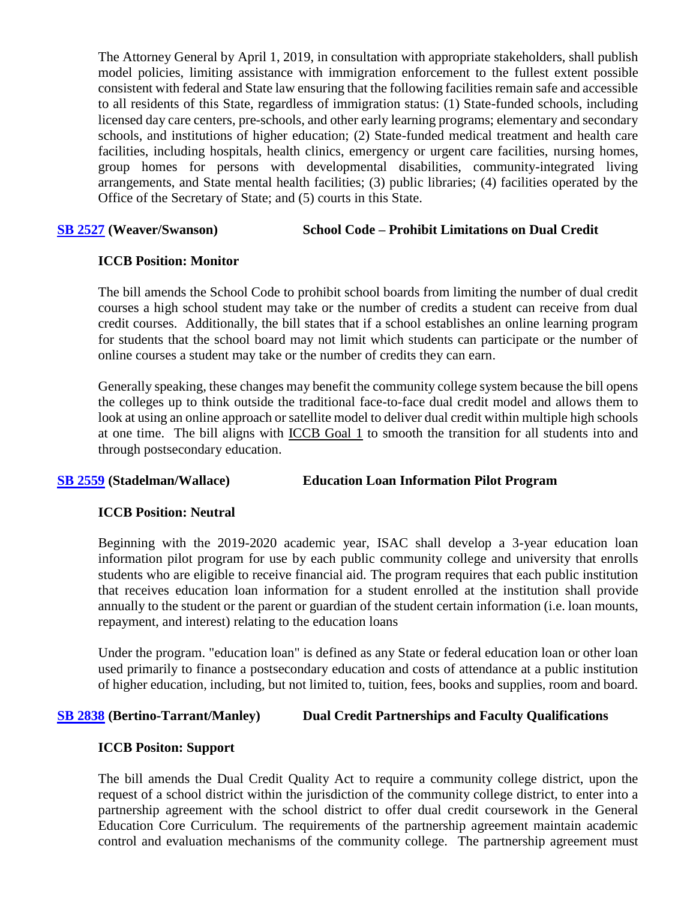The Attorney General by April 1, 2019, in consultation with appropriate stakeholders, shall publish model policies, limiting assistance with immigration enforcement to the fullest extent possible consistent with federal and State law ensuring that the following facilities remain safe and accessible to all residents of this State, regardless of immigration status: (1) State-funded schools, including licensed day care centers, pre-schools, and other early learning programs; elementary and secondary schools, and institutions of higher education; (2) State-funded medical treatment and health care facilities, including hospitals, health clinics, emergency or urgent care facilities, nursing homes, group homes for persons with developmental disabilities, community-integrated living arrangements, and State mental health facilities; (3) public libraries; (4) facilities operated by the Office of the Secretary of State; and (5) courts in this State.

**SB 2527 (Weaver/Swanson) School Code – Prohibit Limitations on Dual Credit**

**ICCB Position: Monitor**

The bill amends the School Code to prohibit school boards from limiting the number of dual credit courses a high school student may take or the number of credits a student can receive from dual credit courses. Additionally, the bill states that if a school establishes an online learning program for students that the school board may not limit which students can participate or the number of online courses a student may take or the number of credits they can earn.

Generally speaking, these changes may benefit the community college system because the bill opens the colleges up to think outside the traditional face-to-face dual credit model and allows them to look at using an online approach or satellite model to deliver dual credit within multiple high schools at one time. The bill aligns with ICCB Goal 1 to smooth the transition for all students into and through postsecondary education.

**SB 2559 (Stadelman/Wallace) Education Loan Information Pilot Program**

**ICCB Position: Neutral**

Beginning with the 2019-2020 academic year, ISAC shall develop a 3-year education loan information pilot program for use by each public community college and university that enrolls students who are eligible to receive financial aid. The program requires that each public institution that receives education loan information for a student enrolled at the institution shall provide annually to the student or the parent or guardian of the student certain information (i.e. loan mounts, repayment, and interest) relating to the education loans

Under the program. "education loan" is defined as any State or federal education loan or other loan used primarily to finance a postsecondary education and costs of attendance at a public institution of higher education, including, but not limited to, tuition, fees, books and supplies, room and board.

**SB 2838 (Bertino-Tarrant/Manley) Dual Credit Partnerships and Faculty Qualifications**

**ICCB Positon: Support**

The bill amends the Dual Credit Quality Act to require a community college district, upon the request of a school district within the jurisdiction of the community college district, to enter into a partnership agreement with the school district to offer dual credit coursework in the General Education Core Curriculum. The requirements of the partnership agreement maintain academic control and evaluation mechanisms of the community college. The partnership agreement must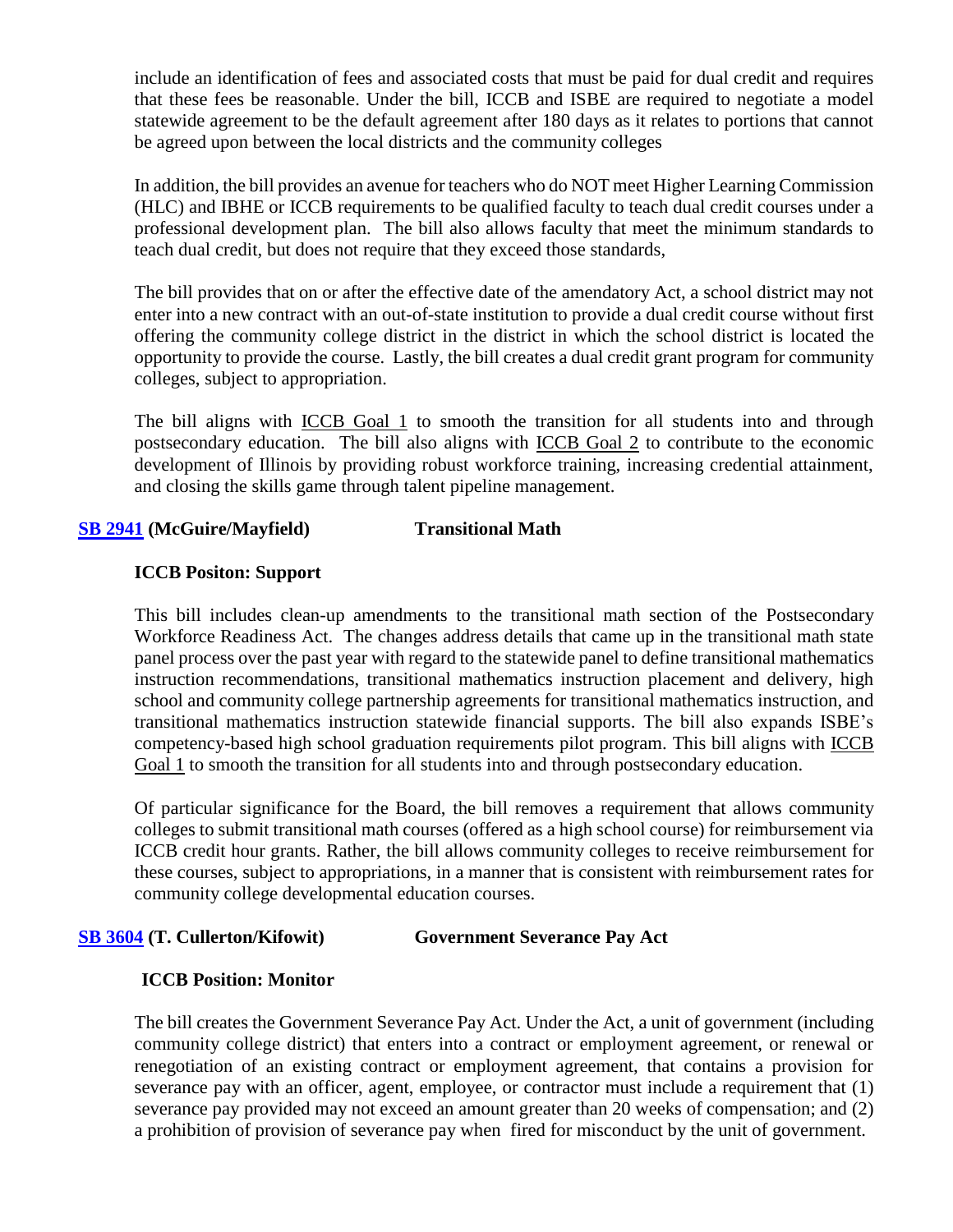include an identification of fees and associated costs that must be paid for dual credit and requires that these fees be reasonable. Under the bill, ICCB and ISBE are required to negotiate a model statewide agreement to be the default agreement after 180 days as it relates to portions that cannot be agreed upon between the local districts and the community colleges

In addition, the bill provides an avenue for teachers who do NOT meet Higher Learning Commission (HLC) and IBHE or ICCB requirements to be qualified faculty to teach dual credit courses under a professional development plan. The bill also allows faculty that meet the minimum standards to teach dual credit, but does not require that they exceed those standards,

The bill provides that on or after the effective date of the amendatory Act, a school district may not enter into a new contract with an out-of-state institution to provide a dual credit course without first offering the community college district in the district in which the school district is located the opportunity to provide the course. Lastly, the bill creates a dual credit grant program for community colleges, subject to appropriation.

The bill aligns with ICCB Goal 1 to smooth the transition for all students into and through postsecondary education. The bill also aligns with ICCB Goal 2 to contribute to the economic development of Illinois by providing robust workforce training, increasing credential attainment, and closing the skills game through talent pipeline management.

**SB 2941 (McGuire/Mayfield) Transitional Math**

**ICCB Positon: Support**

This bill includes clean-up amendments to the transitional math section of the Postsecondary Workforce Readiness Act. The changes address details that came up in the transitional math state panel process over the past year with regard to the statewide panel to define transitional mathematics instruction recommendations, transitional mathematics instruction placement and delivery, high school and community college partnership agreements for transitional mathematics instruction, and transitional mathematics instruction statewide financial supports. The bill also expands ISBE's competency-based high school graduation requirements pilot program. This bill aligns with ICCB Goal 1 to smooth the transition for all students into and through postsecondary education.

Of particular significance for the Board, the bill removes a requirement that allows community colleges to submit transitional math courses (offered as a high school course) for reimbursement via ICCB credit hour grants. Rather, the bill allows community colleges to receive reimbursement for these courses, subject to appropriations, in a manner that is consistent with reimbursement rates for community college developmental education courses.

**SB 3604 (T. Cullerton/Kifowit) Government Severance Pay Act**

**ICCB Position: Monitor**

The bill creates the Government Severance Pay Act. Under the Act, a unit of government (including community college district) that enters into a contract or employment agreement, or renewal or renegotiation of an existing contract or employment agreement, that contains a provision for severance pay with an officer, agent, employee, or contractor must include a requirement that (1) severance pay provided may not exceed an amount greater than 20 weeks of compensation; and (2) a prohibition of provision of severance pay when fired for misconduct by the unit of government.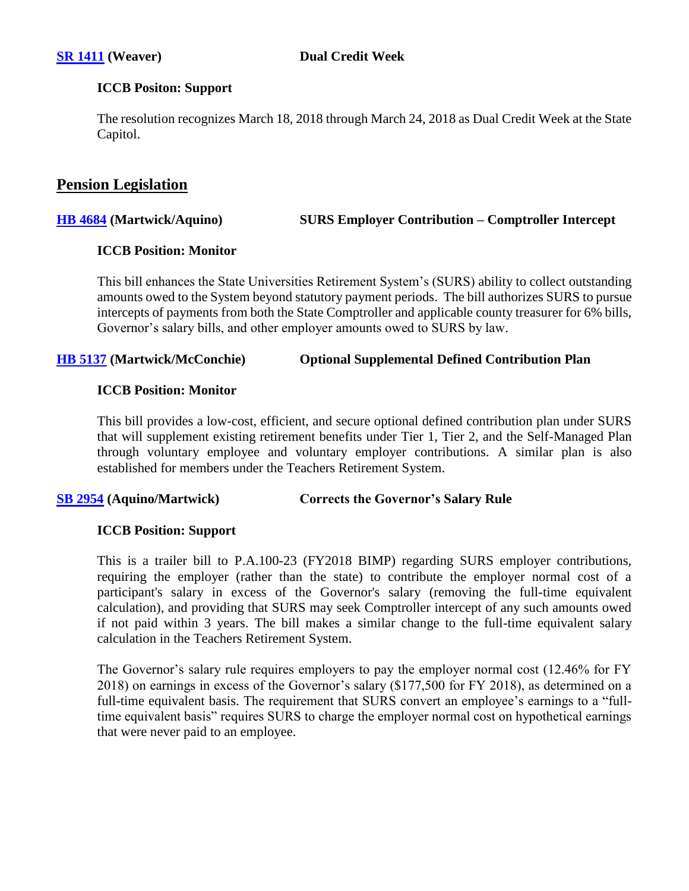**SR 1411 (Weaver)** **Dual Credit Week**

**ICCB Positon: Support**

The resolution recognizes March 18, 2018 through March 24, 2018 as Dual Credit Week at the State Capitol.

## Pension Legislation

**HB 4684 (Martwick/Aquino)** **SURS Employer Contribution – Comptroller Intercept**

**ICCB Position: Monitor**

This bill enhances the State Universities Retirement System's (SURS) ability to collect outstanding amounts owed to the System beyond statutory payment periods. The bill authorizes SURS to pursue intercepts of payments from both the State Comptroller and applicable county treasurer for 6% bills, Governor's salary bills, and other employer amounts owed to SURS by law.

**HB 5137 (Martwick/McConchie)** **Optional Supplemental Defined Contribution Plan**

**ICCB Position: Monitor**

This bill provides a low-cost, efficient, and secure optional defined contribution plan under SURS that will supplement existing retirement benefits under Tier 1, Tier 2, and the Self-Managed Plan through voluntary employee and voluntary employer contributions. A similar plan is also established for members under the Teachers Retirement System.

**SB 2954 (Aquino/Martwick)** **Corrects the Governor's Salary Rule**

**ICCB Position: Support**

This is a trailer bill to P.A.100-23 (FY2018 BIMP) regarding SURS employer contributions, requiring the employer (rather than the state) to contribute the employer normal cost of a participant's salary in excess of the Governor's salary (removing the full-time equivalent calculation), and providing that SURS may seek Comptroller intercept of any such amounts owed if not paid within 3 years. The bill makes a similar change to the full-time equivalent salary calculation in the Teachers Retirement System.

The Governor's salary rule requires employers to pay the employer normal cost (12.46% for FY 2018) on earnings in excess of the Governor's salary ($177,500 for FY 2018), as determined on a full-time equivalent basis. The requirement that SURS convert an employee's earnings to a "full-time equivalent basis" requires SURS to charge the employer normal cost on hypothetical earnings that were never paid to an employee.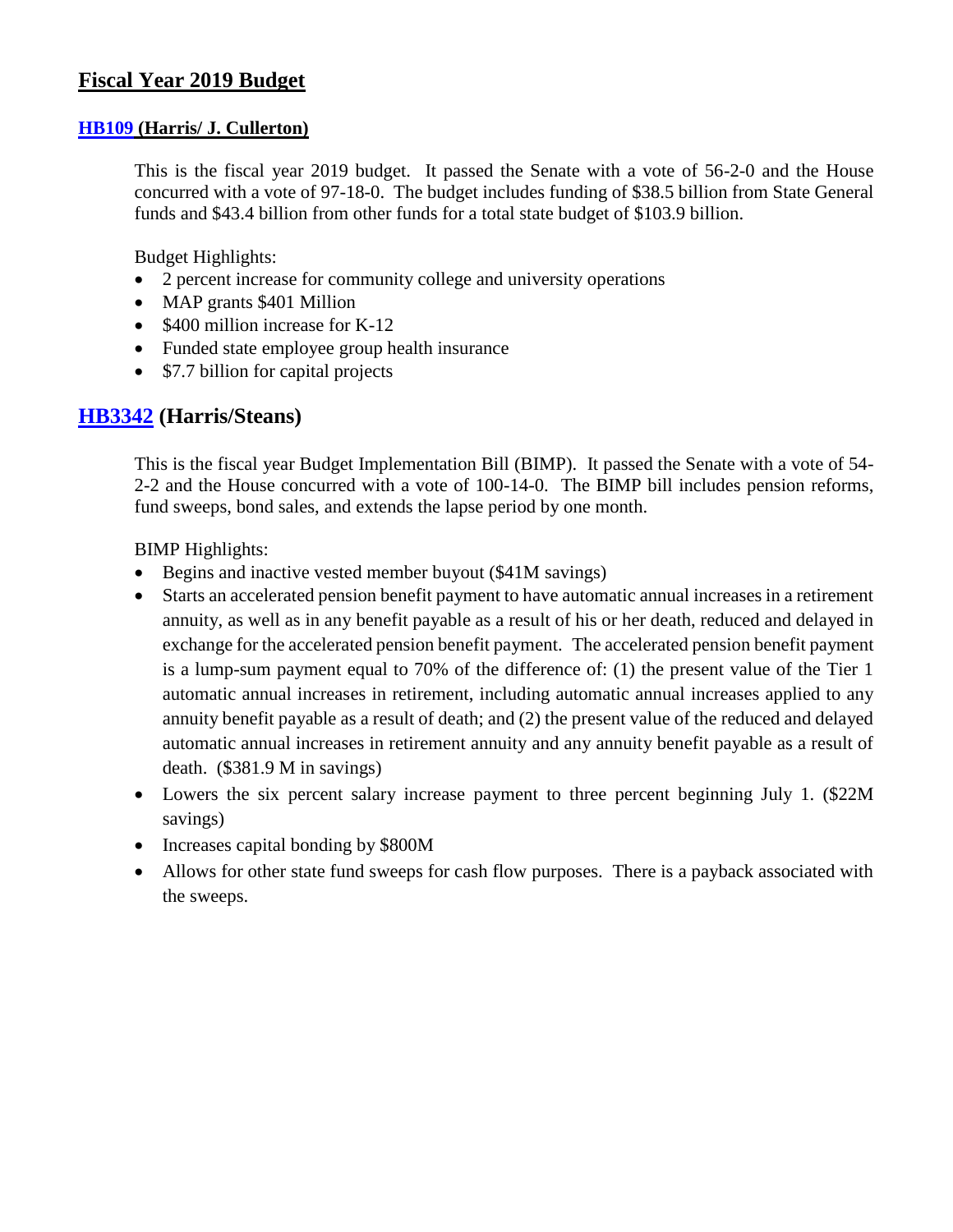## Fiscal Year 2019 Budget

### HB109 (Harris/ J. Cullerton)

This is the fiscal year 2019 budget. It passed the Senate with a vote of 56-2-0 and the House concurred with a vote of 97-18-0. The budget includes funding of $38.5 billion from State General funds and $43.4 billion from other funds for a total state budget of $103.9 billion.

Budget Highlights:

- 2 percent increase for community college and university operations
- MAP grants $401 Million
- $400 million increase for K-12
- Funded state employee group health insurance
- $7.7 billion for capital projects

## HB3342 (Harris/Steans)

This is the fiscal year Budget Implementation Bill (BIMP). It passed the Senate with a vote of 54-2-2 and the House concurred with a vote of 100-14-0. The BIMP bill includes pension reforms, fund sweeps, bond sales, and extends the lapse period by one month.

BIMP Highlights:

- Begins and inactive vested member buyout ($41M savings)
- Starts an accelerated pension benefit payment to have automatic annual increases in a retirement annuity, as well as in any benefit payable as a result of his or her death, reduced and delayed in exchange for the accelerated pension benefit payment. The accelerated pension benefit payment is a lump-sum payment equal to 70% of the difference of: (1) the present value of the Tier 1 automatic annual increases in retirement, including automatic annual increases applied to any annuity benefit payable as a result of death; and (2) the present value of the reduced and delayed automatic annual increases in retirement annuity and any annuity benefit payable as a result of death. ($381.9 M in savings)
- Lowers the six percent salary increase payment to three percent beginning July 1. ($22M savings)
- Increases capital bonding by $800M
- Allows for other state fund sweeps for cash flow purposes. There is a payback associated with the sweeps.